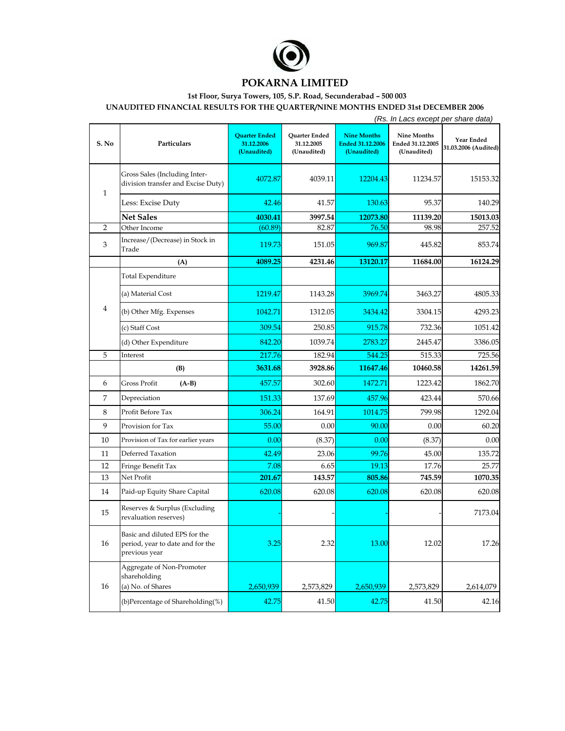# POKARNA LIMITED

**1st Floor, Surya Towers, 105, S.P. Road, Secunderabad – 500 003**

**UNAUDITED FINANCIAL RESULTS FOR THE QUARTER/NINE MONTHS ENDED 31st DECEMBER 2006**

*(Rs. In Lacs except per share data)*

| S. No | Particulars | Quarter Ended 31.12.2006 (Unaudited) | Quarter Ended 31.12.2005 (Unaudited) | Nine Months Ended 31.12.2006 (Unaudited) | Nine Months Ended 31.12.2005 (Unaudited) | Year Ended 31.03.2006 (Audited) |
|---|---|---|---|---|---|---|
| 1 | Gross Sales (Including Inter-division transfer and Excise Duty) | 4072.87 | 4039.11 | 12204.43 | 11234.57 | 15153.32 |
| | Less: Excise Duty | 42.46 | 41.57 | 130.63 | 95.37 | 140.29 |
| | **Net Sales** | **4030.41** | **3997.54** | **12073.80** | **11139.20** | **15013.03** |
| 2 | Other Income | (60.89) | 82.87 | 76.50 | 98.98 | 257.52 |
| 3 | Increase/(Decrease) in Stock in Trade | 119.73 | 151.05 | 969.87 | 445.82 | 853.74 |
| | **(A)** | **4089.25** | **4231.46** | **13120.17** | **11684.00** | **16124.29** |
| 4 | Total Expenditure | | | | | |
| | (a) Material Cost | 1219.47 | 1143.28 | 3969.74 | 3463.27 | 4805.33 |
| | (b) Other Mfg. Expenses | 1042.71 | 1312.05 | 3434.42 | 3304.15 | 4293.23 |
| | (c) Staff Cost | 309.54 | 250.85 | 915.78 | 732.36 | 1051.42 |
| | (d) Other Expenditure | 842.20 | 1039.74 | 2783.27 | 2445.47 | 3386.05 |
| 5 | Interest | 217.76 | 182.94 | 544.25 | 515.33 | 725.56 |
| | **(B)** | **3631.68** | **3928.86** | **11647.46** | **10460.58** | **14261.59** |
| 6 | Gross Profit **(A-B)** | 457.57 | 302.60 | 1472.71 | 1223.42 | 1862.70 |
| 7 | Depreciation | 151.33 | 137.69 | 457.96 | 423.44 | 570.66 |
| 8 | Profit Before Tax | 306.24 | 164.91 | 1014.75 | 799.98 | 1292.04 |
| 9 | Provision for Tax | 55.00 | 0.00 | 90.00 | 0.00 | 60.20 |
| 10 | Provision of Tax for earlier years | 0.00 | (8.37) | 0.00 | (8.37) | 0.00 |
| 11 | Deferred Taxation | 42.49 | 23.06 | 99.76 | 45.00 | 135.72 |
| 12 | Fringe Benefit Tax | 7.08 | 6.65 | 19.13 | 17.76 | 25.77 |
| 13 | Net Profit | **201.67** | **143.57** | **805.86** | **745.59** | **1070.35** |
| 14 | Paid-up Equity Share Capital | 620.08 | 620.08 | 620.08 | 620.08 | 620.08 |
| 15 | Reserves & Surplus (Excluding revaluation reserves) | - | - | - | - | 7173.04 |
| 16 | Basic and diluted EPS for the period, year to date and for the previous year | 3.25 | 2.32 | 13.00 | 12.02 | 17.26 |
| 16 | Aggregate of Non-Promoter shareholding (a) No. of Shares | 2,650,939 | 2,573,829 | 2,650,939 | 2,573,829 | 2,614,079 |
| | (b)Percentage of Shareholding(%) | 42.75 | 41.50 | 42.75 | 41.50 | 42.16 |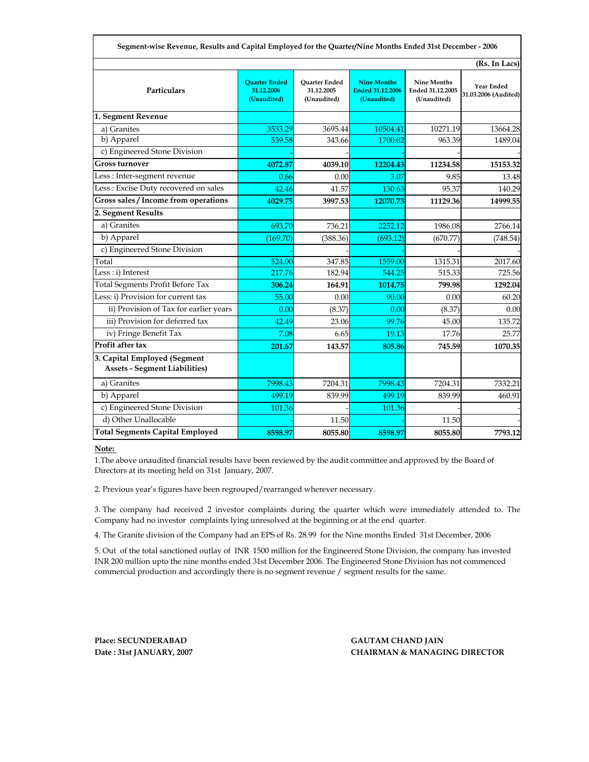**Segment-wise Revenue, Results and Capital Employed for the Quarter/Nine Months Ended 31st December - 2006**

(Rs. In Lacs)

| Particulars | Quarter Ended 31.12.2006 (Unaudited) | Quarter Ended 31.12.2005 (Unaudited) | Nine Months Ended 31.12.2006 (Unaudited) | Nine Months Ended 31.12.2005 (Unaudited) | Year Ended 31.03.2006 (Audited) |
|---|---|---|---|---|---|
| **1. Segment Revenue** | | | | | |
| a) Granites | 3533.29 | 3695.44 | 10504.41 | 10271.19 | 13664.28 |
| b) Apparel | 539.58 | 343.66 | 1700.02 | 963.39 | 1489.04 |
| c) Engineered Stone Division | - | - | - | - | - |
| **Gross turnover** | **4072.87** | **4039.10** | **12204.43** | **11234.58** | **15153.32** |
| Less : Inter-segment revenue | 0.66 | 0.00 | 3.07 | 9.85 | 13.48 |
| Less : Excise Duty recovered on sales | 42.46 | 41.57 | 130.63 | 95.37 | 140.29 |
| **Gross sales / Income from operations** | **4029.75** | **3997.53** | **12070.73** | **11129.36** | **14999.55** |
| **2. Segment Results** | | | | | |
| a) Granites | 693.70 | 736.21 | 2252.12 | 1986.08 | 2766.14 |
| b) Apparel | (169.70) | (388.36) | (693.12) | (670.77) | (748.54) |
| c) Engineered Stone Division | - | - | - | - | - |
| Total | 524.00 | 347.85 | 1559.00 | 1315.31 | 2017.60 |
| Less : i) Interest | 217.76 | 182.94 | 544.25 | 515.33 | 725.56 |
| Total Segments Profit Before Tax | **306.24** | **164.91** | **1014.75** | **799.98** | **1292.04** |
| Less: i) Provision for current tax | 55.00 | 0.00 | 90.00 | 0.00 | 60.20 |
| ii) Provision of Tax for earlier years | 0.00 | (8.37) | 0.00 | (8.37) | 0.00 |
| iii) Provision for deferred tax | 42.49 | 23.06 | 99.76 | 45.00 | 135.72 |
| iv) Fringe Benefit Tax | 7.08 | 6.65 | 19.13 | 17.76 | 25.77 |
| **Profit after tax** | **201.67** | **143.57** | **805.86** | **745.59** | **1070.35** |
| **3. Capital Employed (Segment Assets - Segment Liabilities)** | | | | | |
| a) Granites | 7998.43 | 7204.31 | 7998.43 | 7204.31 | 7332.21 |
| b) Apparel | 499.19 | 839.99 | 499.19 | 839.99 | 460.91 |
| c) Engineered Stone Division | 101.36 | - | 101.36 | - | - |
| d) Other Unallocable | - | 11.50 | - | 11.50 | - |
| **Total Segments Capital Employed** | **8598.97** | **8055.80** | **8598.97** | **8055.80** | **7793.12** |

**Note:**

1.The above unaudited financial results have been reviewed by the audit committee and approved by the Board of Directors at its meeting held on 31st January, 2007.

2. Previous year's figures have been regrouped/rearranged wherever necessary.

3. The company had received 2 investor complaints during the quarter which were immediately attended to. The Company had no investor complaints lying unresolved at the beginning or at the end quarter.

4. The Granite division of the Company had an EPS of Rs. 28.99 for the Nine months Ended 31st December, 2006

5. Out of the total sanctioned outlay of INR 1500 million for the Engineered Stone Division, the company has invested INR 200 million upto the nine months ended 31st December 2006. The Engineered Stone Division has not commenced commercial production and accordingly there is no segment revenue / segment results for the same.

**Place: SECUNDERABAD**
**Date : 31st JANUARY, 2007**

**GAUTAM CHAND JAIN**
**CHAIRMAN & MANAGING DIRECTOR**